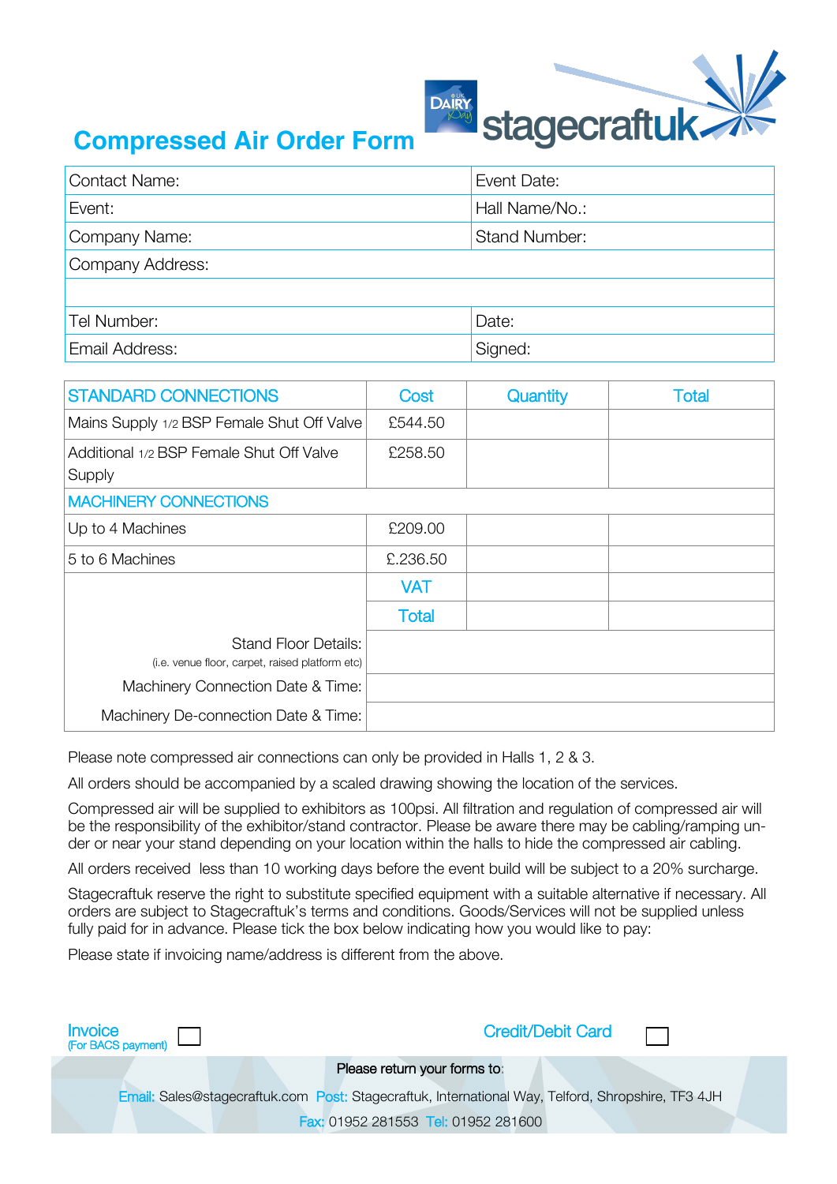# Compressed Air Order Form

stagecraftuk

| Contact Name: | Event Date: |
|---|---|
| Event: | Hall Name/No.: |
| Company Name: | Stand Number: |
| Company Address: | |
| | |
| Tel Number: | Date: |
| Email Address: | Signed: |

| STANDARD CONNECTIONS | Cost | Quantity | Total |
|---|---|---|---|
| Mains Supply 1/2 BSP Female Shut Off Valve | £544.50 | | |
| Additional 1/2 BSP Female Shut Off Valve Supply | £258.50 | | |
| MACHINERY CONNECTIONS | | | |
| Up to 4 Machines | £209.00 | | |
| 5 to 6 Machines | £.236.50 | | |
| | VAT | | |
| | Total | | |
| Stand Floor Details: (i.e. venue floor, carpet, raised platform etc) | | | |
| Machinery Connection Date & Time: | | | |
| Machinery De-connection Date & Time: | | | |

Please note compressed air connections can only be provided in Halls 1, 2 & 3.

All orders should be accompanied by a scaled drawing showing the location of the services.

Compressed air will be supplied to exhibitors as 100psi. All filtration and regulation of compressed air will be the responsibility of the exhibitor/stand contractor. Please be aware there may be cabling/ramping under or near your stand depending on your location within the halls to hide the compressed air cabling.

All orders received less than 10 working days before the event build will be subject to a 20% surcharge.

Stagecraftuk reserve the right to substitute specified equipment with a suitable alternative if necessary. All orders are subject to Stagecraftuk's terms and conditions. Goods/Services will not be supplied unless fully paid for in advance. Please tick the box below indicating how you would like to pay:

Please state if invoicing name/address is different from the above.

Invoice (For BACS payment) ☐ Credit/Debit Card ☐

Please return your forms to:

Email: Sales@stagecraftuk.com Post: Stagecraftuk, International Way, Telford, Shropshire, TF3 4JH

Fax: 01952 281553 Tel: 01952 281600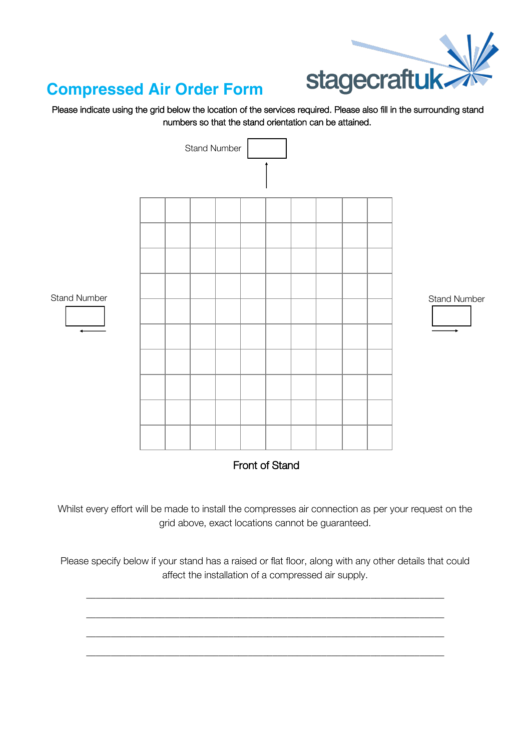# Compressed Air Order Form

stagecraftuk

Please indicate using the grid below the location of the services required. Please also fill in the surrounding stand numbers so that the stand orientation can be attained.

Stand Number

Stand Number

Stand Number

| | | | | | | | | | |
|---|---|---|---|---|---|---|---|---|---|
| | | | | | | | | | |
| | | | | | | | | | |
| | | | | | | | | | |
| | | | | | | | | | |
| | | | | | | | | | |
| | | | | | | | | | |
| | | | | | | | | | |
| | | | | | | | | | |
| | | | | | | | | | |
| | | | | | | | | | |

Front of Stand

Whilst every effort will be made to install the compresses air connection as per your request on the grid above, exact locations cannot be guaranteed.

Please specify below if your stand has a raised or flat floor, along with any other details that could affect the installation of a compressed air supply.

\_\_\_\_\_\_\_\_\_\_\_\_\_\_\_\_\_\_\_\_\_\_\_\_\_\_\_\_\_\_\_\_\_\_\_\_\_\_\_\_\_\_\_\_\_\_\_\_\_\_\_\_\_\_\_\_\_\_\_\_

\_\_\_\_\_\_\_\_\_\_\_\_\_\_\_\_\_\_\_\_\_\_\_\_\_\_\_\_\_\_\_\_\_\_\_\_\_\_\_\_\_\_\_\_\_\_\_\_\_\_\_\_\_\_\_\_\_\_\_\_

\_\_\_\_\_\_\_\_\_\_\_\_\_\_\_\_\_\_\_\_\_\_\_\_\_\_\_\_\_\_\_\_\_\_\_\_\_\_\_\_\_\_\_\_\_\_\_\_\_\_\_\_\_\_\_\_\_\_\_\_

\_\_\_\_\_\_\_\_\_\_\_\_\_\_\_\_\_\_\_\_\_\_\_\_\_\_\_\_\_\_\_\_\_\_\_\_\_\_\_\_\_\_\_\_\_\_\_\_\_\_\_\_\_\_\_\_\_\_\_\_